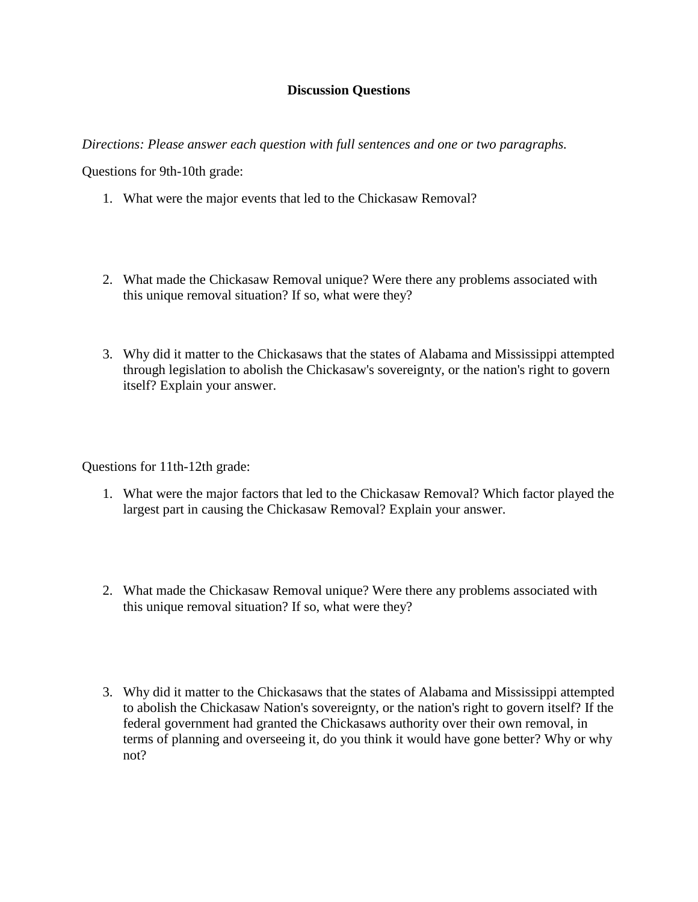# Discussion Questions

*Directions: Please answer each question with full sentences and one or two paragraphs.*

Questions for 9th-10th grade:

1. What were the major events that led to the Chickasaw Removal?

2. What made the Chickasaw Removal unique? Were there any problems associated with this unique removal situation? If so, what were they?

3. Why did it matter to the Chickasaws that the states of Alabama and Mississippi attempted through legislation to abolish the Chickasaw's sovereignty, or the nation's right to govern itself? Explain your answer.

Questions for 11th-12th grade:

1. What were the major factors that led to the Chickasaw Removal? Which factor played the largest part in causing the Chickasaw Removal? Explain your answer.

2. What made the Chickasaw Removal unique? Were there any problems associated with this unique removal situation? If so, what were they?

3. Why did it matter to the Chickasaws that the states of Alabama and Mississippi attempted to abolish the Chickasaw Nation's sovereignty, or the nation's right to govern itself? If the federal government had granted the Chickasaws authority over their own removal, in terms of planning and overseeing it, do you think it would have gone better? Why or why not?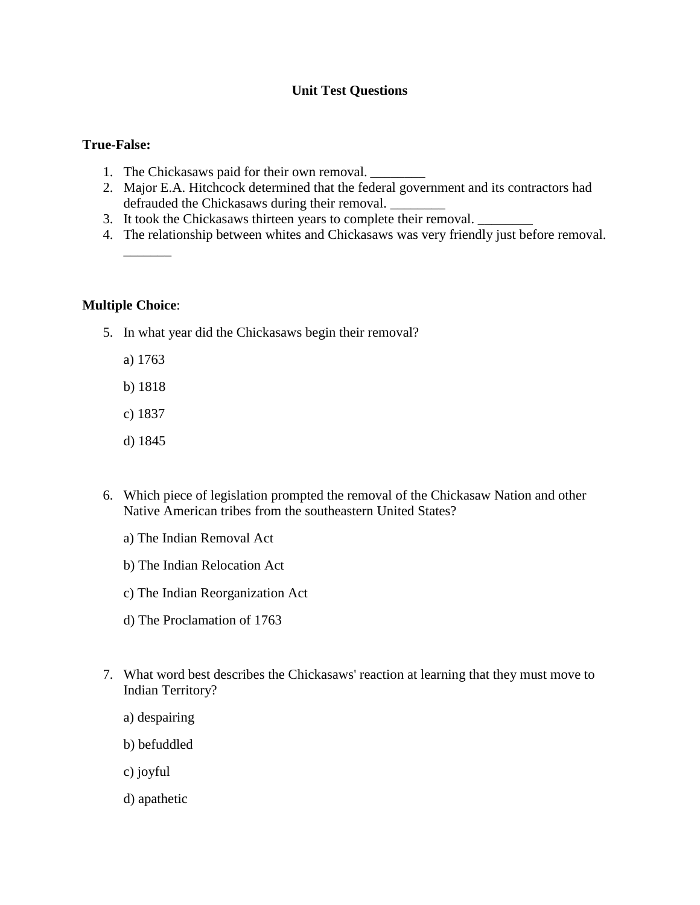## Unit Test Questions

**True-False:**

1. The Chickasaws paid for their own removal. ________
2. Major E.A. Hitchcock determined that the federal government and its contractors had defrauded the Chickasaws during their removal. ________
3. It took the Chickasaws thirteen years to complete their removal. ________
4. The relationship between whites and Chickasaws was very friendly just before removal. _______

**Multiple Choice**:

5. In what year did the Chickasaws begin their removal?

   a) 1763

   b) 1818

   c) 1837

   d) 1845

6. Which piece of legislation prompted the removal of the Chickasaw Nation and other Native American tribes from the southeastern United States?

   a) The Indian Removal Act

   b) The Indian Relocation Act

   c) The Indian Reorganization Act

   d) The Proclamation of 1763

7. What word best describes the Chickasaws' reaction at learning that they must move to Indian Territory?

   a) despairing

   b) befuddled

   c) joyful

   d) apathetic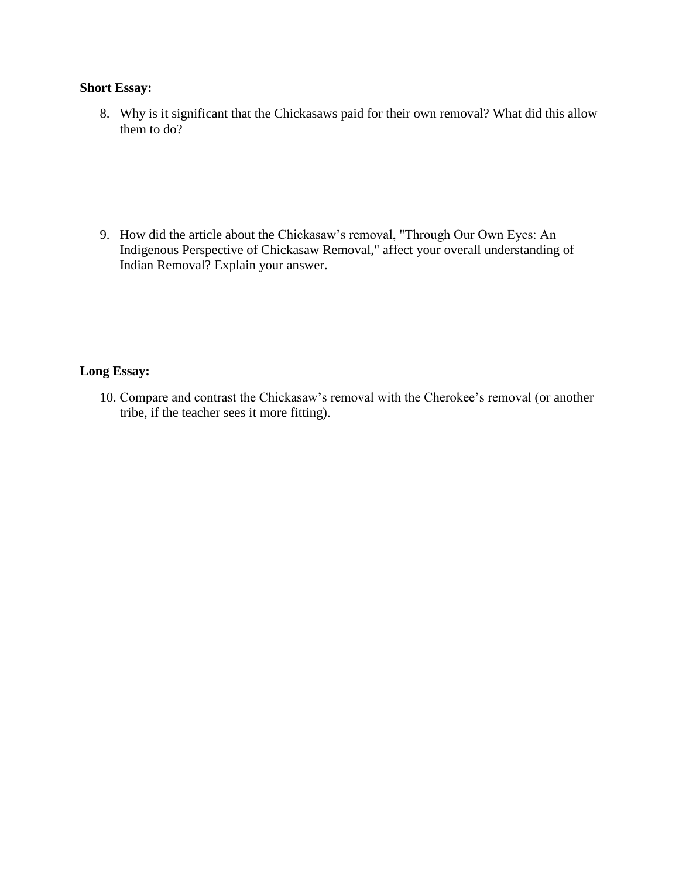**Short Essay:**

8. Why is it significant that the Chickasaws paid for their own removal? What did this allow them to do?

9. How did the article about the Chickasaw's removal, "Through Our Own Eyes: An Indigenous Perspective of Chickasaw Removal," affect your overall understanding of Indian Removal? Explain your answer.

**Long Essay:**

10. Compare and contrast the Chickasaw's removal with the Cherokee's removal (or another tribe, if the teacher sees it more fitting).